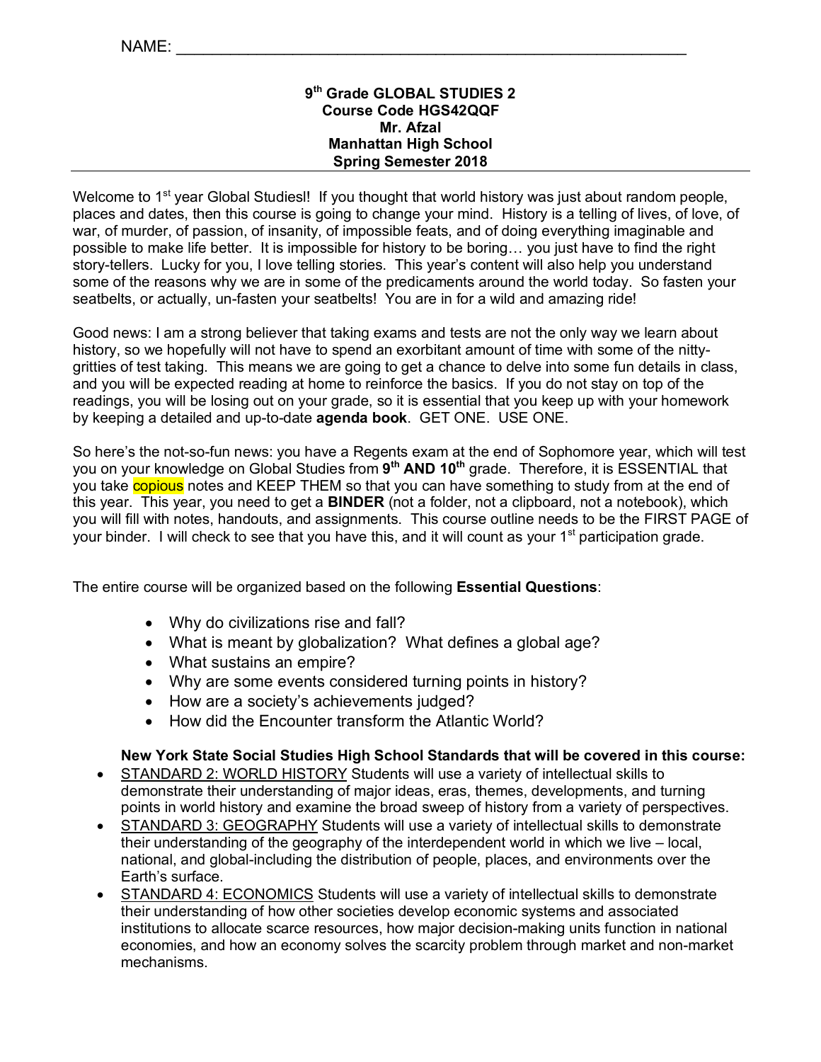NAME: ___________________________________________________________

**9th Grade GLOBAL STUDIES 2**
**Course Code HGS42QQF**
**Mr. Afzal**
**Manhattan High School**
**Spring Semester 2018**

---

Welcome to 1st year Global Studies!! If you thought that world history was just about random people, places and dates, then this course is going to change your mind. History is a telling of lives, of love, of war, of murder, of passion, of insanity, of impossible feats, and of doing everything imaginable and possible to make life better. It is impossible for history to be boring… you just have to find the right story-tellers. Lucky for you, I love telling stories. This year's content will also help you understand some of the reasons why we are in some of the predicaments around the world today. So fasten your seatbelts, or actually, un-fasten your seatbelts! You are in for a wild and amazing ride!

Good news: I am a strong believer that taking exams and tests are not the only way we learn about history, so we hopefully will not have to spend an exorbitant amount of time with some of the nitty-gritties of test taking. This means we are going to get a chance to delve into some fun details in class, and you will be expected reading at home to reinforce the basics. If you do not stay on top of the readings, you will be losing out on your grade, so it is essential that you keep up with your homework by keeping a detailed and up-to-date **agenda book**. GET ONE. USE ONE.

So here's the not-so-fun news: you have a Regents exam at the end of Sophomore year, which will test you on your knowledge on Global Studies from **9th AND 10th** grade. Therefore, it is ESSENTIAL that you take copious notes and KEEP THEM so that you can have something to study from at the end of this year. This year, you need to get a **BINDER** (not a folder, not a clipboard, not a notebook), which you will fill with notes, handouts, and assignments. This course outline needs to be the FIRST PAGE of your binder. I will check to see that you have this, and it will count as your 1st participation grade.

The entire course will be organized based on the following **Essential Questions**:

- Why do civilizations rise and fall?
- What is meant by globalization? What defines a global age?
- What sustains an empire?
- Why are some events considered turning points in history?
- How are a society's achievements judged?
- How did the Encounter transform the Atlantic World?

**New York State Social Studies High School Standards that will be covered in this course:**

- STANDARD 2: WORLD HISTORY Students will use a variety of intellectual skills to demonstrate their understanding of major ideas, eras, themes, developments, and turning points in world history and examine the broad sweep of history from a variety of perspectives.
- STANDARD 3: GEOGRAPHY Students will use a variety of intellectual skills to demonstrate their understanding of the geography of the interdependent world in which we live – local, national, and global-including the distribution of people, places, and environments over the Earth's surface.
- STANDARD 4: ECONOMICS Students will use a variety of intellectual skills to demonstrate their understanding of how other societies develop economic systems and associated institutions to allocate scarce resources, how major decision-making units function in national economies, and how an economy solves the scarcity problem through market and non-market mechanisms.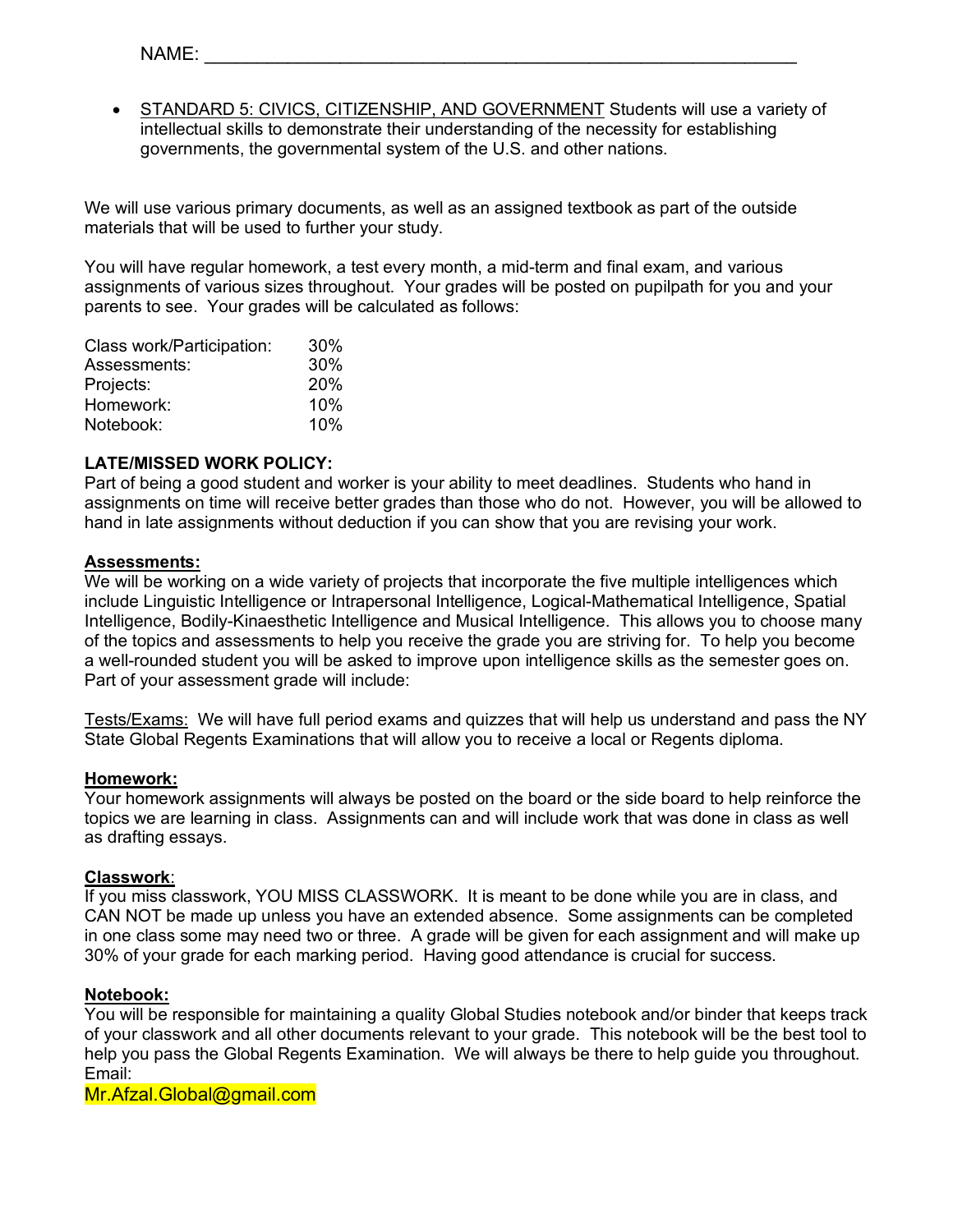NAME: ___________________________________________________________

- STANDARD 5: CIVICS, CITIZENSHIP, AND GOVERNMENT Students will use a variety of intellectual skills to demonstrate their understanding of the necessity for establishing governments, the governmental system of the U.S. and other nations.

We will use various primary documents, as well as an assigned textbook as part of the outside materials that will be used to further your study.

You will have regular homework, a test every month, a mid-term and final exam, and various assignments of various sizes throughout. Your grades will be posted on pupilpath for you and your parents to see. Your grades will be calculated as follows:

| | |
|---|---|
| Class work/Participation: | 30% |
| Assessments: | 30% |
| Projects: | 20% |
| Homework: | 10% |
| Notebook: | 10% |

**LATE/MISSED WORK POLICY:**
Part of being a good student and worker is your ability to meet deadlines. Students who hand in assignments on time will receive better grades than those who do not. However, you will be allowed to hand in late assignments without deduction if you can show that you are revising your work.

**Assessments:**
We will be working on a wide variety of projects that incorporate the five multiple intelligences which include Linguistic Intelligence or Intrapersonal Intelligence, Logical-Mathematical Intelligence, Spatial Intelligence, Bodily-Kinaesthetic Intelligence and Musical Intelligence. This allows you to choose many of the topics and assessments to help you receive the grade you are striving for. To help you become a well-rounded student you will be asked to improve upon intelligence skills as the semester goes on. Part of your assessment grade will include:

Tests/Exams: We will have full period exams and quizzes that will help us understand and pass the NY State Global Regents Examinations that will allow you to receive a local or Regents diploma.

**Homework:**
Your homework assignments will always be posted on the board or the side board to help reinforce the topics we are learning in class. Assignments can and will include work that was done in class as well as drafting essays.

**Classwork:**
If you miss classwork, YOU MISS CLASSWORK. It is meant to be done while you are in class, and CAN NOT be made up unless you have an extended absence. Some assignments can be completed in one class some may need two or three. A grade will be given for each assignment and will make up 30% of your grade for each marking period. Having good attendance is crucial for success.

**Notebook:**
You will be responsible for maintaining a quality Global Studies notebook and/or binder that keeps track of your classwork and all other documents relevant to your grade. This notebook will be the best tool to help you pass the Global Regents Examination. We will always be there to help guide you throughout.
Email:
Mr.Afzal.Global@gmail.com